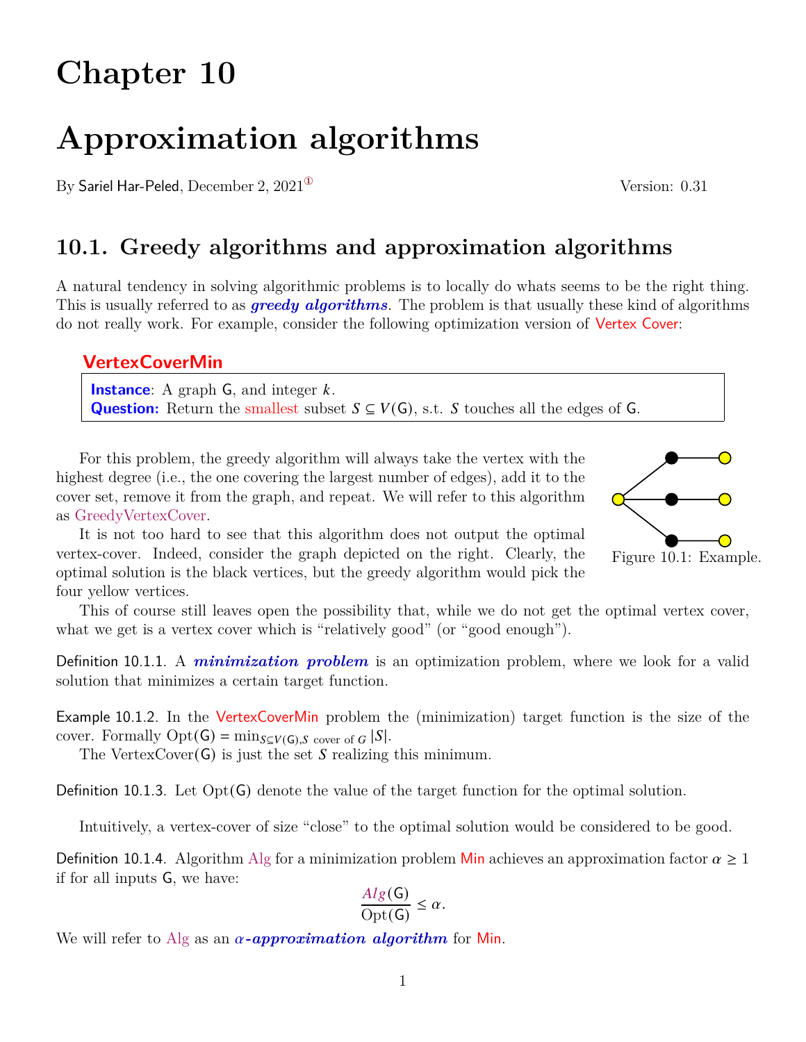# Chapter 10

# Approximation algorithms

By Sariel Har-Peled, December 2, 2021[1] Version: 0.31

## 10.1. Greedy algorithms and approximation algorithms

A natural tendency in solving algorithmic problems is to locally do whats seems to be the right thing. This is usually referred to as ***greedy algorithms***. The problem is that usually these kind of algorithms do not really work. For example, consider the following optimization version of Vertex Cover:

**VertexCoverMin**

> **Instance**: A graph $\mathsf{G}$, and integer $k$.
> **Question:** Return the smallest subset $S \subseteq V(\mathsf{G})$, s.t. $S$ touches all the edges of $\mathsf{G}$.

For this problem, the greedy algorithm will always take the vertex with the highest degree (i.e., the one covering the largest number of edges), add it to the cover set, remove it from the graph, and repeat. We will refer to this algorithm as GreedyVertexCover.

It is not too hard to see that this algorithm does not output the optimal vertex-cover. Indeed, consider the graph depicted on the right. Clearly, the optimal solution is the black vertices, but the greedy algorithm would pick the four yellow vertices.

Figure 10.1: Example.

This of course still leaves open the possibility that, while we do not get the optimal vertex cover, what we get is a vertex cover which is "relatively good" (or "good enough").

Definition 10.1.1. A ***minimization problem*** is an optimization problem, where we look for a valid solution that minimizes a certain target function.

Example 10.1.2. In the VertexCoverMin problem the (minimization) target function is the size of the cover. Formally $\mathrm{Opt}(\mathsf{G}) = \min_{S \subseteq V(\mathsf{G}), S \text{ cover of } G} |S|$.

The VertexCover($\mathsf{G}$) is just the set $S$ realizing this minimum.

Definition 10.1.3. Let $\mathrm{Opt}(\mathsf{G})$ denote the value of the target function for the optimal solution.

Intuitively, a vertex-cover of size "close" to the optimal solution would be considered to be good.

Definition 10.1.4. Algorithm Alg for a minimization problem Min achieves an approximation factor $\alpha \geq 1$ if for all inputs $\mathsf{G}$, we have:

$$\frac{Alg(\mathsf{G})}{\mathrm{Opt}(\mathsf{G})} \leq \alpha.$$

We will refer to Alg as an ***$\alpha$-approximation algorithm*** for Min.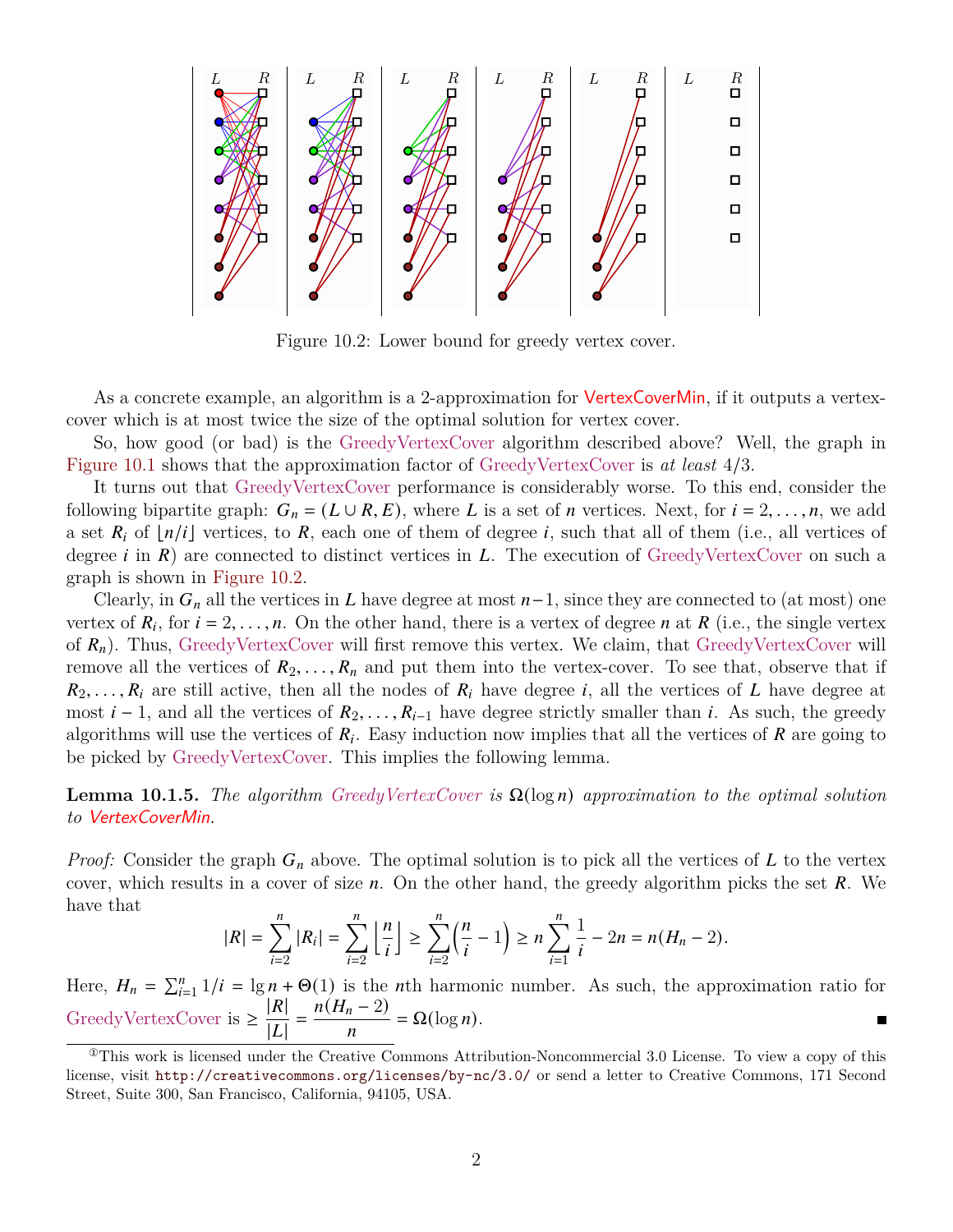Figure 10.2: Lower bound for greedy vertex cover.

As a concrete example, an algorithm is a 2-approximation for VertexCoverMin, if it outputs a vertex-cover which is at most twice the size of the optimal solution for vertex cover.

So, how good (or bad) is the GreedyVertexCover algorithm described above? Well, the graph in Figure 10.1 shows that the approximation factor of GreedyVertexCover is *at least* 4/3.

It turns out that GreedyVertexCover performance is considerably worse. To this end, consider the following bipartite graph: $G_n = (L \cup R, E)$, where $L$ is a set of $n$ vertices. Next, for $i = 2, \ldots, n$, we add a set $R_i$ of $\lfloor n/i \rfloor$ vertices, to $R$, each one of them of degree $i$, such that all of them (i.e., all vertices of degree $i$ in $R$) are connected to distinct vertices in $L$. The execution of GreedyVertexCover on such a graph is shown in Figure 10.2.

Clearly, in $G_n$ all the vertices in $L$ have degree at most $n-1$, since they are connected to (at most) one vertex of $R_i$, for $i = 2, \ldots, n$. On the other hand, there is a vertex of degree $n$ at $R$ (i.e., the single vertex of $R_n$). Thus, GreedyVertexCover will first remove this vertex. We claim, that GreedyVertexCover will remove all the vertices of $R_2, \ldots, R_n$ and put them into the vertex-cover. To see that, observe that if $R_2, \ldots, R_i$ are still active, then all the nodes of $R_i$ have degree $i$, all the vertices of $L$ have degree at most $i-1$, and all the vertices of $R_2, \ldots, R_{i-1}$ have degree strictly smaller than $i$. As such, the greedy algorithms will use the vertices of $R_i$. Easy induction now implies that all the vertices of $R$ are going to be picked by GreedyVertexCover. This implies the following lemma.

**Lemma 10.1.5.** *The algorithm GreedyVertexCover is $\Omega(\log n)$ approximation to the optimal solution to VertexCoverMin.*

*Proof:* Consider the graph $G_n$ above. The optimal solution is to pick all the vertices of $L$ to the vertex cover, which results in a cover of size $n$. On the other hand, the greedy algorithm picks the set $R$. We have that

$$|R| = \sum_{i=2}^{n} |R_i| = \sum_{i=2}^{n} \left\lfloor \frac{n}{i} \right\rfloor \geq \sum_{i=2}^{n} \left( \frac{n}{i} - 1 \right) \geq n \sum_{i=1}^{n} \frac{1}{i} - 2n = n(H_n - 2).$$

Here, $H_n = \sum_{i=1}^{n} 1/i = \lg n + \Theta(1)$ is the $n$th harmonic number. As such, the approximation ratio for GreedyVertexCover is $\geq \dfrac{|R|}{|L|} = \dfrac{n(H_n - 2)}{n} = \Omega(\log n)$. ∎

[1] This work is licensed under the Creative Commons Attribution-Noncommercial 3.0 License. To view a copy of this license, visit http://creativecommons.org/licenses/by-nc/3.0/ or send a letter to Creative Commons, 171 Second Street, Suite 300, San Francisco, California, 94105, USA.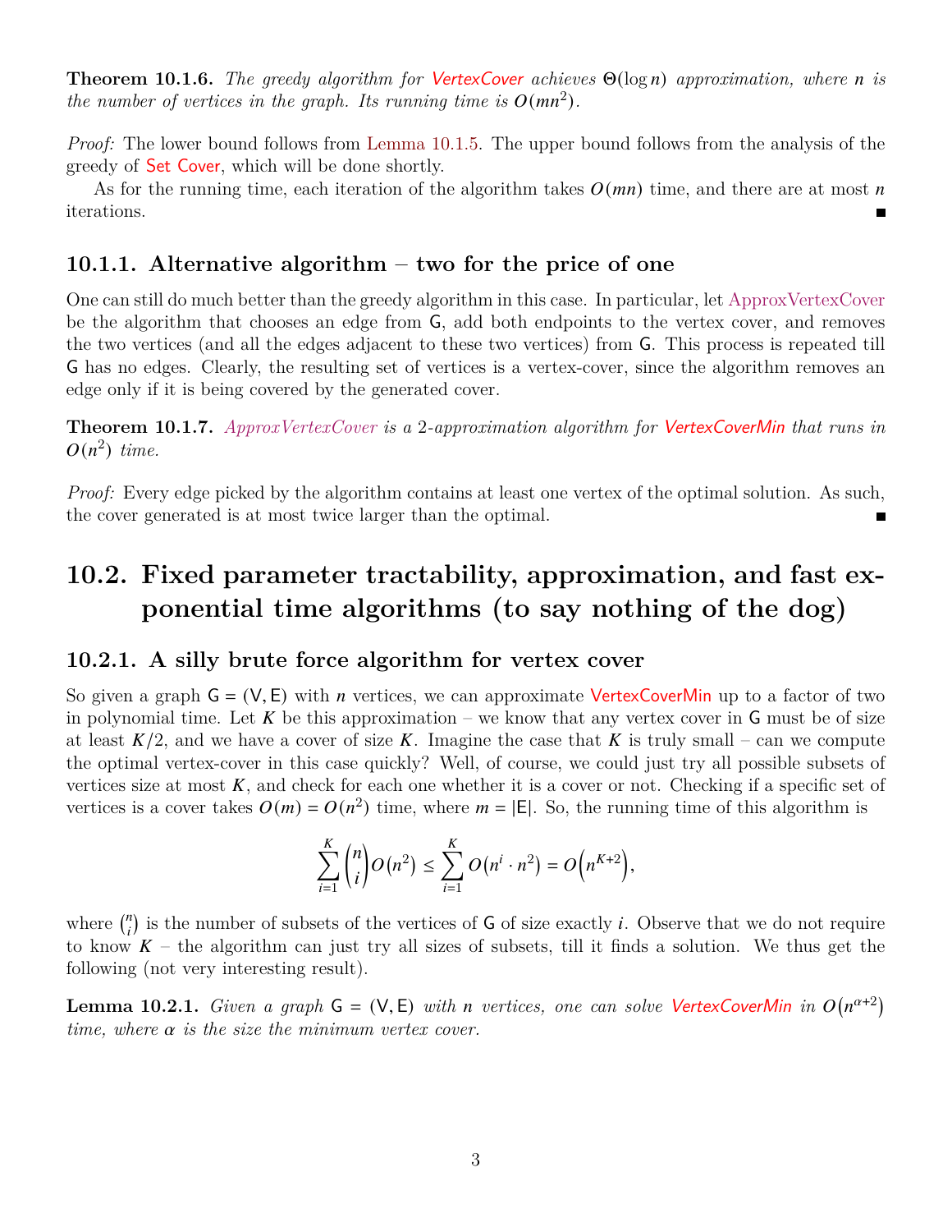**Theorem 10.1.6.** *The greedy algorithm for VertexCover achieves $\Theta(\log n)$ approximation, where $n$ is the number of vertices in the graph. Its running time is $O(mn^2)$.*

*Proof:* The lower bound follows from Lemma 10.1.5. The upper bound follows from the analysis of the greedy of Set Cover, which will be done shortly.

As for the running time, each iteration of the algorithm takes $O(mn)$ time, and there are at most $n$ iterations. ∎

### 10.1.1. Alternative algorithm – two for the price of one

One can still do much better than the greedy algorithm in this case. In particular, let ApproxVertexCover be the algorithm that chooses an edge from $G$, add both endpoints to the vertex cover, and removes the two vertices (and all the edges adjacent to these two vertices) from $G$. This process is repeated till $G$ has no edges. Clearly, the resulting set of vertices is a vertex-cover, since the algorithm removes an edge only if it is being covered by the generated cover.

**Theorem 10.1.7.** *ApproxVertexCover is a 2-approximation algorithm for VertexCoverMin that runs in $O(n^2)$ time.*

*Proof:* Every edge picked by the algorithm contains at least one vertex of the optimal solution. As such, the cover generated is at most twice larger than the optimal. ∎

## 10.2. Fixed parameter tractability, approximation, and fast exponential time algorithms (to say nothing of the dog)

### 10.2.1. A silly brute force algorithm for vertex cover

So given a graph $G = (V, E)$ with $n$ vertices, we can approximate VertexCoverMin up to a factor of two in polynomial time. Let $K$ be this approximation – we know that any vertex cover in $G$ must be of size at least $K/2$, and we have a cover of size $K$. Imagine the case that $K$ is truly small – can we compute the optimal vertex-cover in this case quickly? Well, of course, we could just try all possible subsets of vertices size at most $K$, and check for each one whether it is a cover or not. Checking if a specific set of vertices is a cover takes $O(m) = O(n^2)$ time, where $m = |E|$. So, the running time of this algorithm is

$$\sum_{i=1}^{K} \binom{n}{i} O(n^2) \leq \sum_{i=1}^{K} O(n^i \cdot n^2) = O\left(n^{K+2}\right),$$

where $\binom{n}{i}$ is the number of subsets of the vertices of $G$ of size exactly $i$. Observe that we do not require to know $K$ – the algorithm can just try all sizes of subsets, till it finds a solution. We thus get the following (not very interesting result).

**Lemma 10.2.1.** *Given a graph $G = (V, E)$ with $n$ vertices, one can solve VertexCoverMin in $O\left(n^{\alpha+2}\right)$ time, where $\alpha$ is the size the minimum vertex cover.*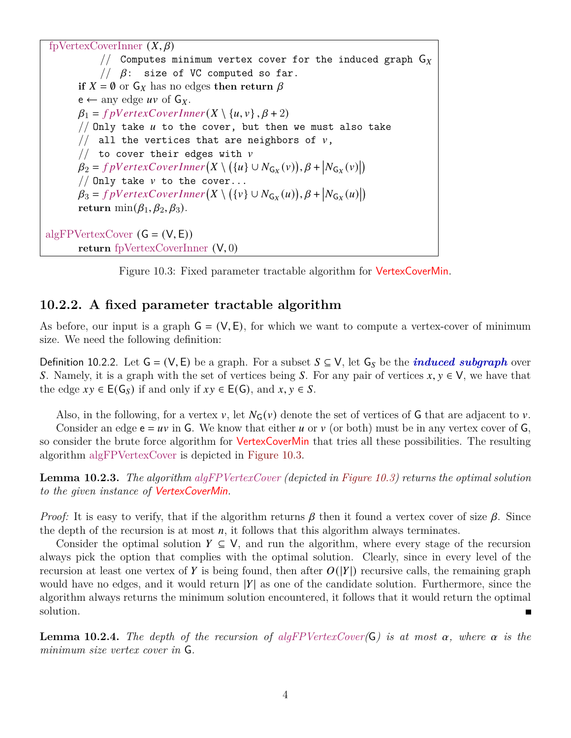```
fpVertexCoverInner (X, β)
        // Computes minimum vertex cover for the induced graph G_X
        // β: size of VC computed so far.
    if X = ∅ or G_X has no edges then return β
    e ← any edge uv of G_X.
    β1 = fpVertexCoverInner(X \ {u, v}, β + 2)
    // Only take u to the cover, but then we must also take
    //  all the vertices that are neighbors of v,
    //  to cover their edges with v
    β2 = fpVertexCoverInner(X \ ({u} ∪ N_{G_X}(v)), β + |N_{G_X}(v)|)
    // Only take v to the cover...
    β3 = fpVertexCoverInner(X \ ({v} ∪ N_{G_X}(u)), β + |N_{G_X}(u)|)
    return min(β1, β2, β3).

algFPVertexCover (G = (V, E))
    return fpVertexCoverInner (V, 0)
```

Figure 10.3: Fixed parameter tractable algorithm for VertexCoverMin.

### 10.2.2. A fixed parameter tractable algorithm

As before, our input is a graph $\mathsf{G} = (\mathsf{V}, \mathsf{E})$, for which we want to compute a vertex-cover of minimum size. We need the following definition:

Definition 10.2.2. Let $\mathsf{G} = (\mathsf{V}, \mathsf{E})$ be a graph. For a subset $S \subseteq \mathsf{V}$, let $\mathsf{G}_S$ be the ***induced subgraph*** over $S$. Namely, it is a graph with the set of vertices being $S$. For any pair of vertices $x, y \in \mathsf{V}$, we have that the edge $xy \in \mathsf{E}(\mathsf{G}_S)$ if and only if $xy \in \mathsf{E}(\mathsf{G})$, and $x, y \in S$.

Also, in the following, for a vertex $v$, let $N_{\mathsf{G}}(v)$ denote the set of vertices of $\mathsf{G}$ that are adjacent to $v$.

Consider an edge $\mathsf{e} = uv$ in $\mathsf{G}$. We know that either $u$ or $v$ (or both) must be in any vertex cover of $\mathsf{G}$, so consider the brute force algorithm for VertexCoverMin that tries all these possibilities. The resulting algorithm algFPVertexCover is depicted in Figure 10.3.

**Lemma 10.2.3.** *The algorithm algFPVertexCover (depicted in Figure 10.3) returns the optimal solution to the given instance of VertexCoverMin.*

*Proof:* It is easy to verify, that if the algorithm returns $\beta$ then it found a vertex cover of size $\beta$. Since the depth of the recursion is at most $n$, it follows that this algorithm always terminates.

Consider the optimal solution $Y \subseteq \mathsf{V}$, and run the algorithm, where every stage of the recursion always pick the option that complies with the optimal solution. Clearly, since in every level of the recursion at least one vertex of $Y$ is being found, then after $O(|Y|)$ recursive calls, the remaining graph would have no edges, and it would return $|Y|$ as one of the candidate solution. Furthermore, since the algorithm always returns the minimum solution encountered, it follows that it would return the optimal solution. ∎

**Lemma 10.2.4.** *The depth of the recursion of algFPVertexCover($\mathsf{G}$) is at most $\alpha$, where $\alpha$ is the minimum size vertex cover in $\mathsf{G}$.*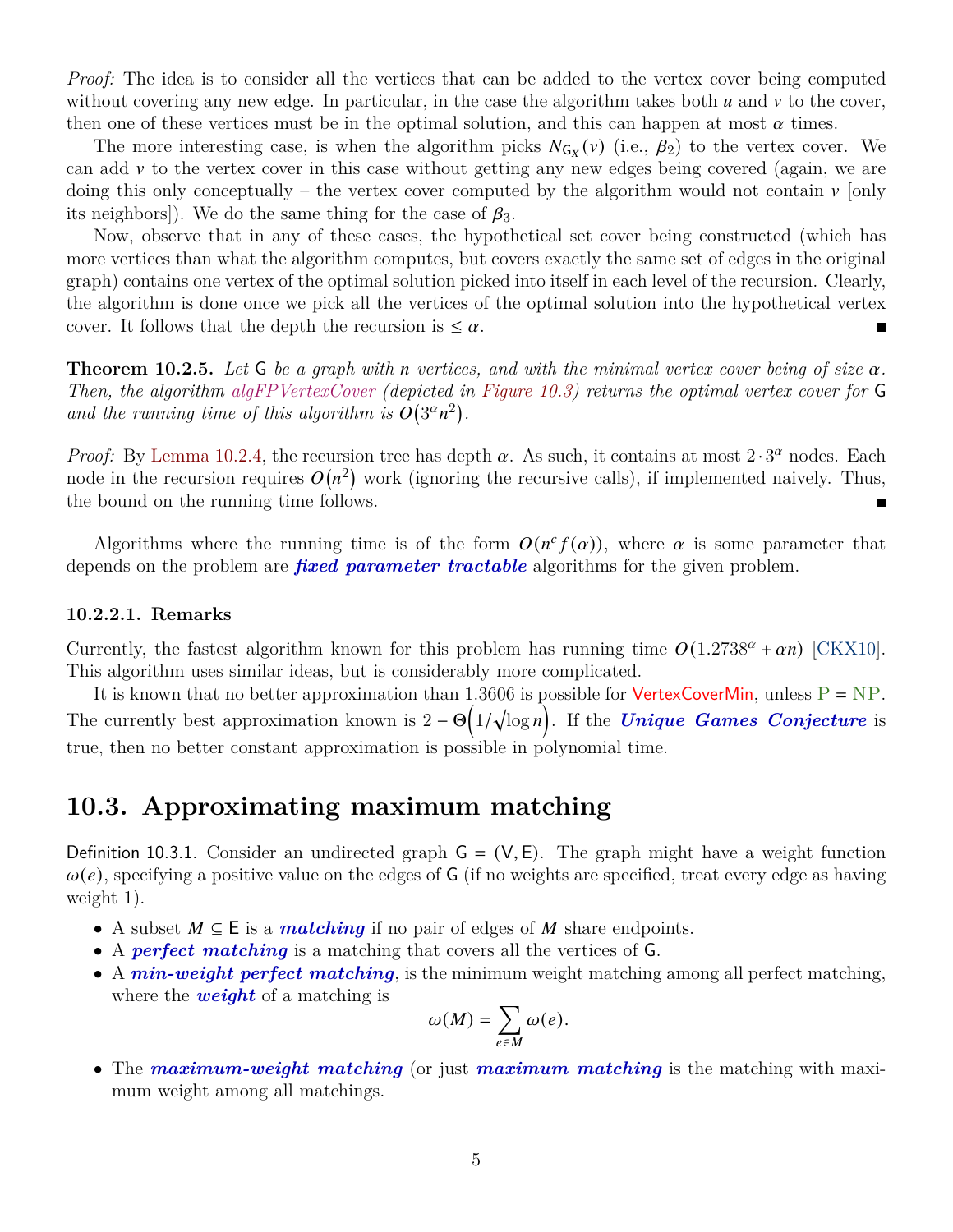*Proof:* The idea is to consider all the vertices that can be added to the vertex cover being computed without covering any new edge. In particular, in the case the algorithm takes both $u$ and $v$ to the cover, then one of these vertices must be in the optimal solution, and this can happen at most $\alpha$ times.

The more interesting case, is when the algorithm picks $N_{G_X}(v)$ (i.e., $\beta_2$) to the vertex cover. We can add $v$ to the vertex cover in this case without getting any new edges being covered (again, we are doing this only conceptually – the vertex cover computed by the algorithm would not contain $v$ [only its neighbors]). We do the same thing for the case of $\beta_3$.

Now, observe that in any of these cases, the hypothetical set cover being constructed (which has more vertices than what the algorithm computes, but covers exactly the same set of edges in the original graph) contains one vertex of the optimal solution picked into itself in each level of the recursion. Clearly, the algorithm is done once we pick all the vertices of the optimal solution into the hypothetical vertex cover. It follows that the depth the recursion is $\leq \alpha$. ∎

**Theorem 10.2.5.** *Let G be a graph with $n$ vertices, and with the minimal vertex cover being of size $\alpha$. Then, the algorithm algFPVertexCover (depicted in Figure 10.3) returns the optimal vertex cover for G and the running time of this algorithm is $O(3^\alpha n^2)$.*

*Proof:* By Lemma 10.2.4, the recursion tree has depth $\alpha$. As such, it contains at most $2 \cdot 3^\alpha$ nodes. Each node in the recursion requires $O(n^2)$ work (ignoring the recursive calls), if implemented naively. Thus, the bound on the running time follows. ∎

Algorithms where the running time is of the form $O(n^c f(\alpha))$, where $\alpha$ is some parameter that depends on the problem are ***fixed parameter tractable*** algorithms for the given problem.

#### 10.2.2.1. Remarks

Currently, the fastest algorithm known for this problem has running time $O(1.2738^\alpha + \alpha n)$ [CKX10]. This algorithm uses similar ideas, but is considerably more complicated.

It is known that no better approximation than 1.3606 is possible for VertexCoverMin, unless P = NP. The currently best approximation known is $2 - \Theta\left(1/\sqrt{\log n}\right)$. If the ***Unique Games Conjecture*** is true, then no better constant approximation is possible in polynomial time.

## 10.3. Approximating maximum matching

Definition 10.3.1. Consider an undirected graph $G = (V, E)$. The graph might have a weight function $\omega(e)$, specifying a positive value on the edges of G (if no weights are specified, treat every edge as having weight 1).

- A subset $M \subseteq E$ is a ***matching*** if no pair of edges of $M$ share endpoints.
- A ***perfect matching*** is a matching that covers all the vertices of G.
- A ***min-weight perfect matching***, is the minimum weight matching among all perfect matching, where the ***weight*** of a matching is
$$\omega(M) = \sum_{e \in M} \omega(e).$$
- The ***maximum-weight matching*** (or just ***maximum matching*** is the matching with maximum weight among all matchings.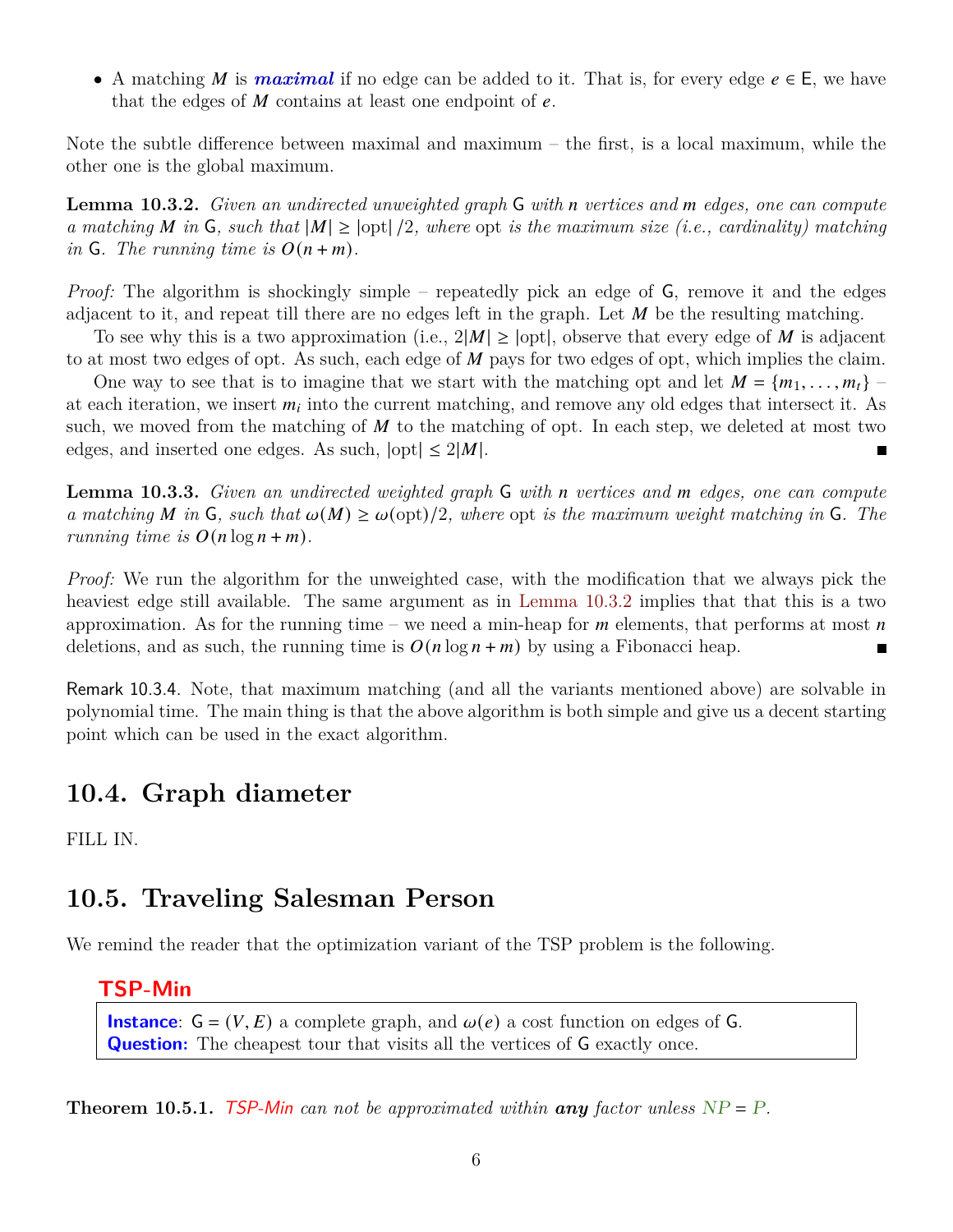- A matching $M$ is ***maximal*** if no edge can be added to it. That is, for every edge $e \in \mathsf{E}$, we have that the edges of $M$ contains at least one endpoint of $e$.

Note the subtle difference between maximal and maximum – the first, is a local maximum, while the other one is the global maximum.

**Lemma 10.3.2.** *Given an undirected unweighted graph* $\mathsf{G}$ *with* $n$ *vertices and* $m$ *edges, one can compute a matching* $M$ *in* $\mathsf{G}$*, such that* $|M| \geq |\text{opt}|/2$*, where* opt *is the maximum size (i.e., cardinality) matching in* $\mathsf{G}$*. The running time is* $O(n+m)$*.*

*Proof:* The algorithm is shockingly simple – repeatedly pick an edge of $\mathsf{G}$, remove it and the edges adjacent to it, and repeat till there are no edges left in the graph. Let $M$ be the resulting matching.

To see why this is a two approximation (i.e., $2|M| \geq |\text{opt}|$, observe that every edge of $M$ is adjacent to at most two edges of opt. As such, each edge of $M$ pays for two edges of opt, which implies the claim.

One way to see that is to imagine that we start with the matching opt and let $M = \{m_1, \ldots, m_t\}$ – at each iteration, we insert $m_i$ into the current matching, and remove any old edges that intersect it. As such, we moved from the matching of $M$ to the matching of opt. In each step, we deleted at most two edges, and inserted one edges. As such, $|\text{opt}| \leq 2|M|$. ∎

**Lemma 10.3.3.** *Given an undirected weighted graph* $\mathsf{G}$ *with* $n$ *vertices and* $m$ *edges, one can compute a matching* $M$ *in* $\mathsf{G}$*, such that* $\omega(M) \geq \omega(\text{opt})/2$*, where* opt *is the maximum weight matching in* $\mathsf{G}$*. The running time is* $O(n \log n + m)$*.*

*Proof:* We run the algorithm for the unweighted case, with the modification that we always pick the heaviest edge still available. The same argument as in Lemma 10.3.2 implies that that this is a two approximation. As for the running time – we need a min-heap for $m$ elements, that performs at most $n$ deletions, and as such, the running time is $O(n \log n + m)$ by using a Fibonacci heap. ∎

Remark 10.3.4. Note, that maximum matching (and all the variants mentioned above) are solvable in polynomial time. The main thing is that the above algorithm is both simple and give us a decent starting point which can be used in the exact algorithm.

## 10.4. Graph diameter

FILL IN.

## 10.5. Traveling Salesman Person

We remind the reader that the optimization variant of the TSP problem is the following.

**TSP-Min**

**Instance**: $\mathsf{G} = (V, E)$ a complete graph, and $\omega(e)$ a cost function on edges of $\mathsf{G}$.
**Question:** The cheapest tour that visits all the vertices of $\mathsf{G}$ exactly once.

**Theorem 10.5.1.** *TSP-Min can not be approximated within* ***any*** *factor unless* $NP = P$*.*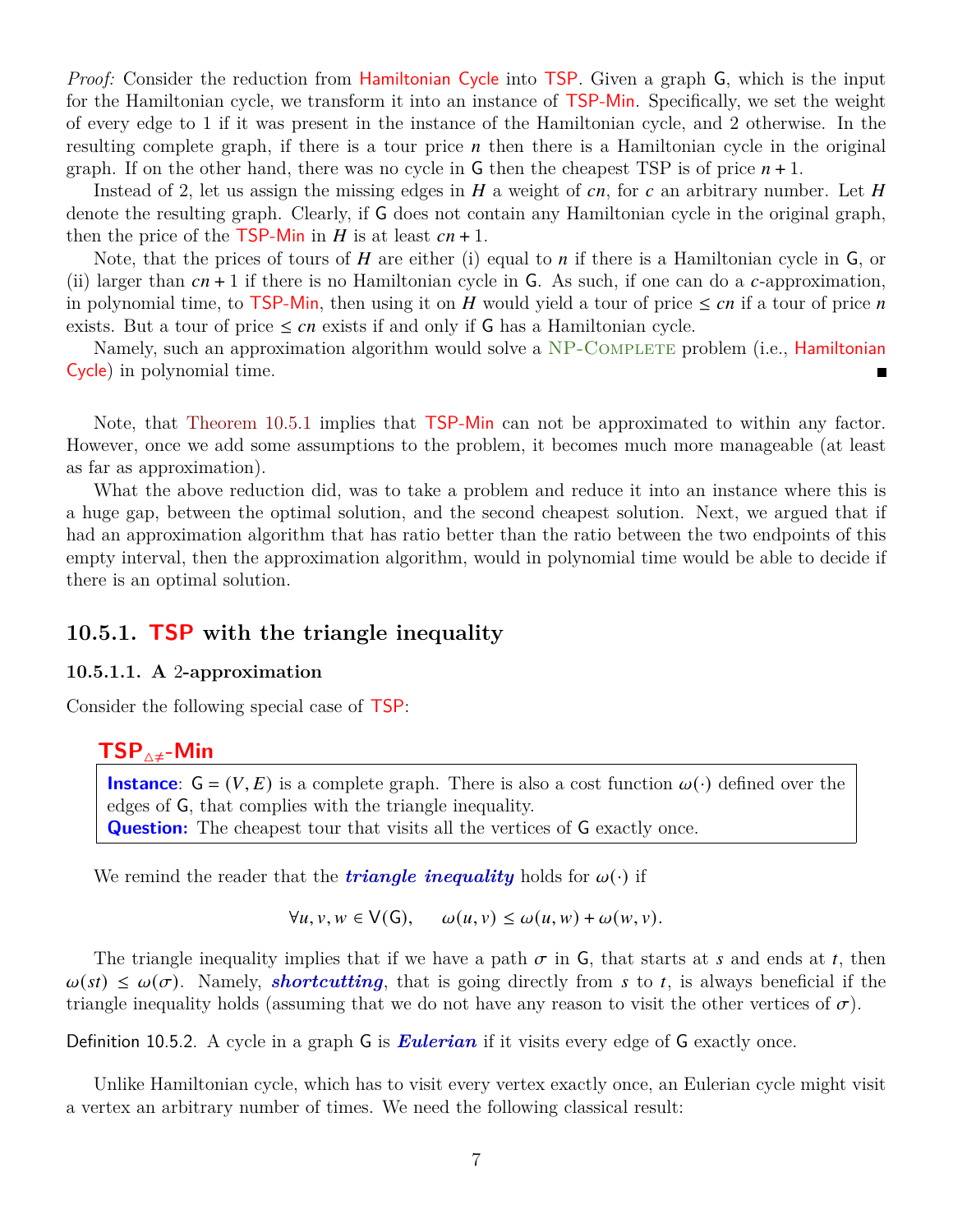*Proof:* Consider the reduction from Hamiltonian Cycle into TSP. Given a graph G, which is the input for the Hamiltonian cycle, we transform it into an instance of TSP-Min. Specifically, we set the weight of every edge to 1 if it was present in the instance of the Hamiltonian cycle, and 2 otherwise. In the resulting complete graph, if there is a tour price $n$ then there is a Hamiltonian cycle in the original graph. If on the other hand, there was no cycle in G then the cheapest TSP is of price $n + 1$.

Instead of 2, let us assign the missing edges in $H$ a weight of $cn$, for $c$ an arbitrary number. Let $H$ denote the resulting graph. Clearly, if G does not contain any Hamiltonian cycle in the original graph, then the price of the TSP-Min in $H$ is at least $cn + 1$.

Note, that the prices of tours of $H$ are either (i) equal to $n$ if there is a Hamiltonian cycle in G, or (ii) larger than $cn + 1$ if there is no Hamiltonian cycle in G. As such, if one can do a $c$-approximation, in polynomial time, to TSP-Min, then using it on $H$ would yield a tour of price $\leq cn$ if a tour of price $n$ exists. But a tour of price $\leq cn$ exists if and only if G has a Hamiltonian cycle.

Namely, such an approximation algorithm would solve a NP-Complete problem (i.e., Hamiltonian Cycle) in polynomial time. ∎

Note, that Theorem 10.5.1 implies that TSP-Min can not be approximated to within any factor. However, once we add some assumptions to the problem, it becomes much more manageable (at least as far as approximation).

What the above reduction did, was to take a problem and reduce it into an instance where this is a huge gap, between the optimal solution, and the second cheapest solution. Next, we argued that if had an approximation algorithm that has ratio better than the ratio between the two endpoints of this empty interval, then the approximation algorithm, would in polynomial time would be able to decide if there is an optimal solution.

## 10.5.1. TSP with the triangle inequality

### 10.5.1.1. A 2-approximation

Consider the following special case of TSP:

**$TSP_{\triangle\neq}$-Min**

> **Instance**: $G = (V, E)$ is a complete graph. There is also a cost function $\omega(\cdot)$ defined over the edges of G, that complies with the triangle inequality.
> **Question:** The cheapest tour that visits all the vertices of G exactly once.

We remind the reader that the ***triangle inequality*** holds for $\omega(\cdot)$ if

$$\forall u, v, w \in V(G), \qquad \omega(u, v) \leq \omega(u, w) + \omega(w, v).$$

The triangle inequality implies that if we have a path $\sigma$ in G, that starts at $s$ and ends at $t$, then $\omega(st) \leq \omega(\sigma)$. Namely, ***shortcutting***, that is going directly from $s$ to $t$, is always beneficial if the triangle inequality holds (assuming that we do not have any reason to visit the other vertices of $\sigma$).

Definition 10.5.2. A cycle in a graph G is ***Eulerian*** if it visits every edge of G exactly once.

Unlike Hamiltonian cycle, which has to visit every vertex exactly once, an Eulerian cycle might visit a vertex an arbitrary number of times. We need the following classical result: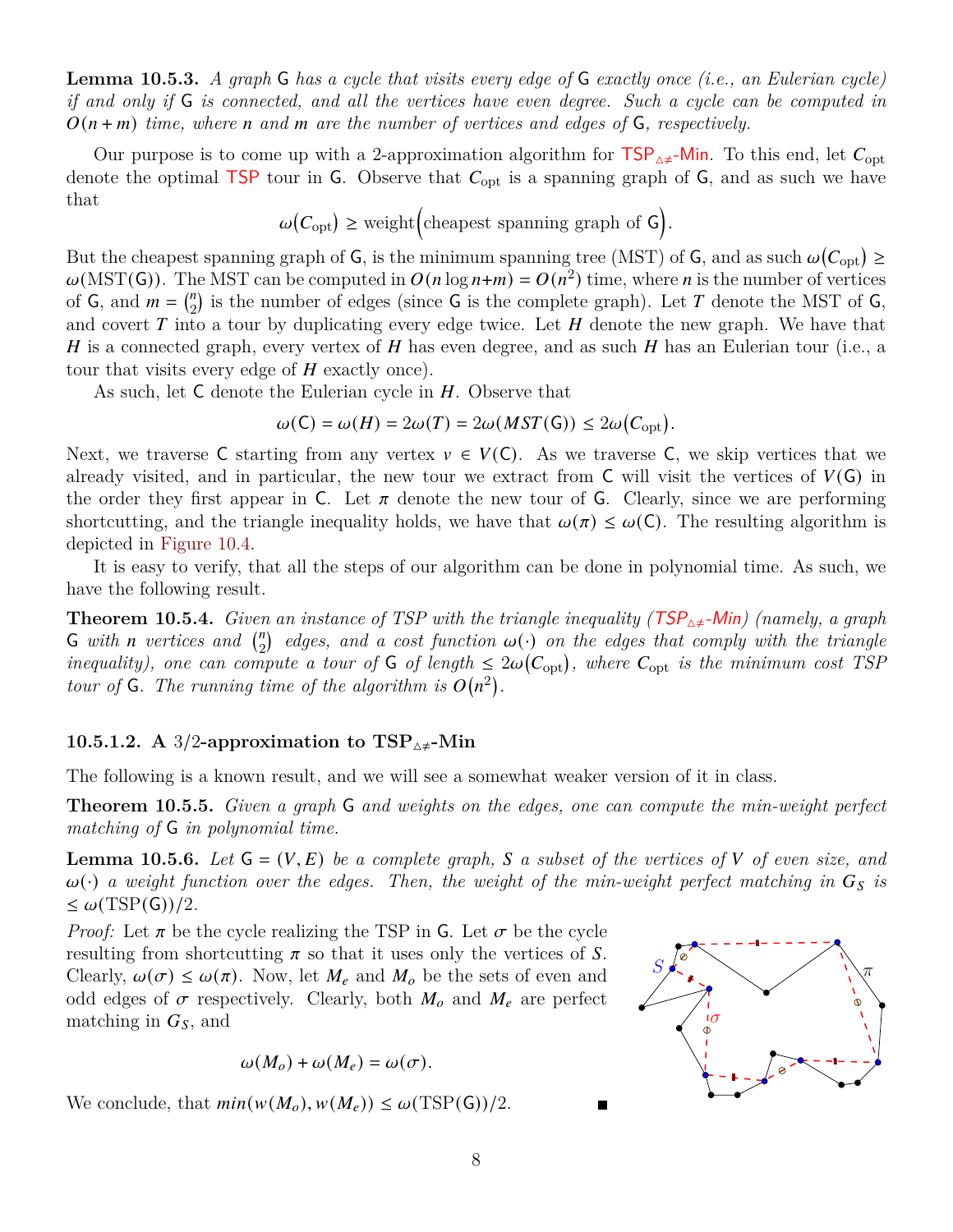**Lemma 10.5.3.** *A graph* $\mathsf{G}$ *has a cycle that visits every edge of* $\mathsf{G}$ *exactly once (i.e., an Eulerian cycle) if and only if* $\mathsf{G}$ *is connected, and all the vertices have even degree. Such a cycle can be computed in* $O(n+m)$ *time, where* $n$ *and* $m$ *are the number of vertices and edges of* $\mathsf{G}$*, respectively.*

Our purpose is to come up with a 2-approximation algorithm for $\mathsf{TSP}_{\triangle\neq}$-$\mathsf{Min}$. To this end, let $C_{\mathrm{opt}}$ denote the optimal TSP tour in $\mathsf{G}$. Observe that $C_{\mathrm{opt}}$ is a spanning graph of $\mathsf{G}$, and as such we have that

$$\omega(C_{\mathrm{opt}}) \geq \mathrm{weight}\Big(\text{cheapest spanning graph of } \mathsf{G}\Big).$$

But the cheapest spanning graph of $\mathsf{G}$, is the minimum spanning tree (MST) of $\mathsf{G}$, and as such $\omega(C_{\mathrm{opt}}) \geq \omega(\mathrm{MST}(\mathsf{G}))$. The MST can be computed in $O(n \log n + m) = O(n^2)$ time, where $n$ is the number of vertices of $\mathsf{G}$, and $m = \binom{n}{2}$ is the number of edges (since $\mathsf{G}$ is the complete graph). Let $T$ denote the MST of $\mathsf{G}$, and covert $T$ into a tour by duplicating every edge twice. Let $H$ denote the new graph. We have that $H$ is a connected graph, every vertex of $H$ has even degree, and as such $H$ has an Eulerian tour (i.e., a tour that visits every edge of $H$ exactly once).

As such, let $\mathsf{C}$ denote the Eulerian cycle in $H$. Observe that

$$\omega(\mathsf{C}) = \omega(H) = 2\omega(T) = 2\omega(MST(\mathsf{G})) \leq 2\omega(C_{\mathrm{opt}}).$$

Next, we traverse $\mathsf{C}$ starting from any vertex $v \in V(\mathsf{C})$. As we traverse $\mathsf{C}$, we skip vertices that we already visited, and in particular, the new tour we extract from $\mathsf{C}$ will visit the vertices of $V(\mathsf{G})$ in the order they first appear in $\mathsf{C}$. Let $\pi$ denote the new tour of $\mathsf{G}$. Clearly, since we are performing shortcutting, and the triangle inequality holds, we have that $\omega(\pi) \leq \omega(\mathsf{C})$. The resulting algorithm is depicted in Figure 10.4.

It is easy to verify, that all the steps of our algorithm can be done in polynomial time. As such, we have the following result.

**Theorem 10.5.4.** *Given an instance of TSP with the triangle inequality (*$\mathsf{TSP}_{\triangle\neq}$*-*$\mathsf{Min}$*) (namely, a graph* $\mathsf{G}$ *with* $n$ *vertices and* $\binom{n}{2}$ *edges, and a cost function* $\omega(\cdot)$ *on the edges that comply with the triangle inequality), one can compute a tour of* $\mathsf{G}$ *of length* $\leq 2\omega(C_{\mathrm{opt}})$*, where* $C_{\mathrm{opt}}$ *is the minimum cost TSP tour of* $\mathsf{G}$*. The running time of the algorithm is* $O(n^2)$*.*

#### 10.5.1.2. A 3/2-approximation to TSP$_{\triangle\neq}$-Min

The following is a known result, and we will see a somewhat weaker version of it in class.

**Theorem 10.5.5.** *Given a graph* $\mathsf{G}$ *and weights on the edges, one can compute the min-weight perfect matching of* $\mathsf{G}$ *in polynomial time.*

**Lemma 10.5.6.** *Let* $\mathsf{G} = (V, E)$ *be a complete graph,* $S$ *a subset of the vertices of* $V$ *of even size, and* $\omega(\cdot)$ *a weight function over the edges. Then, the weight of the min-weight perfect matching in* $G_S$ *is* $\leq \omega(\mathrm{TSP}(\mathsf{G}))/2$*.*

*Proof:* Let $\pi$ be the cycle realizing the TSP in $\mathsf{G}$. Let $\sigma$ be the cycle resulting from shortcutting $\pi$ so that it uses only the vertices of $S$. Clearly, $\omega(\sigma) \leq \omega(\pi)$. Now, let $M_e$ and $M_o$ be the sets of even and odd edges of $\sigma$ respectively. Clearly, both $M_o$ and $M_e$ are perfect matching in $G_S$, and

$$\omega(M_o) + \omega(M_e) = \omega(\sigma).$$

We conclude, that $min(w(M_o), w(M_e)) \leq \omega(\mathrm{TSP}(\mathsf{G}))/2$. ∎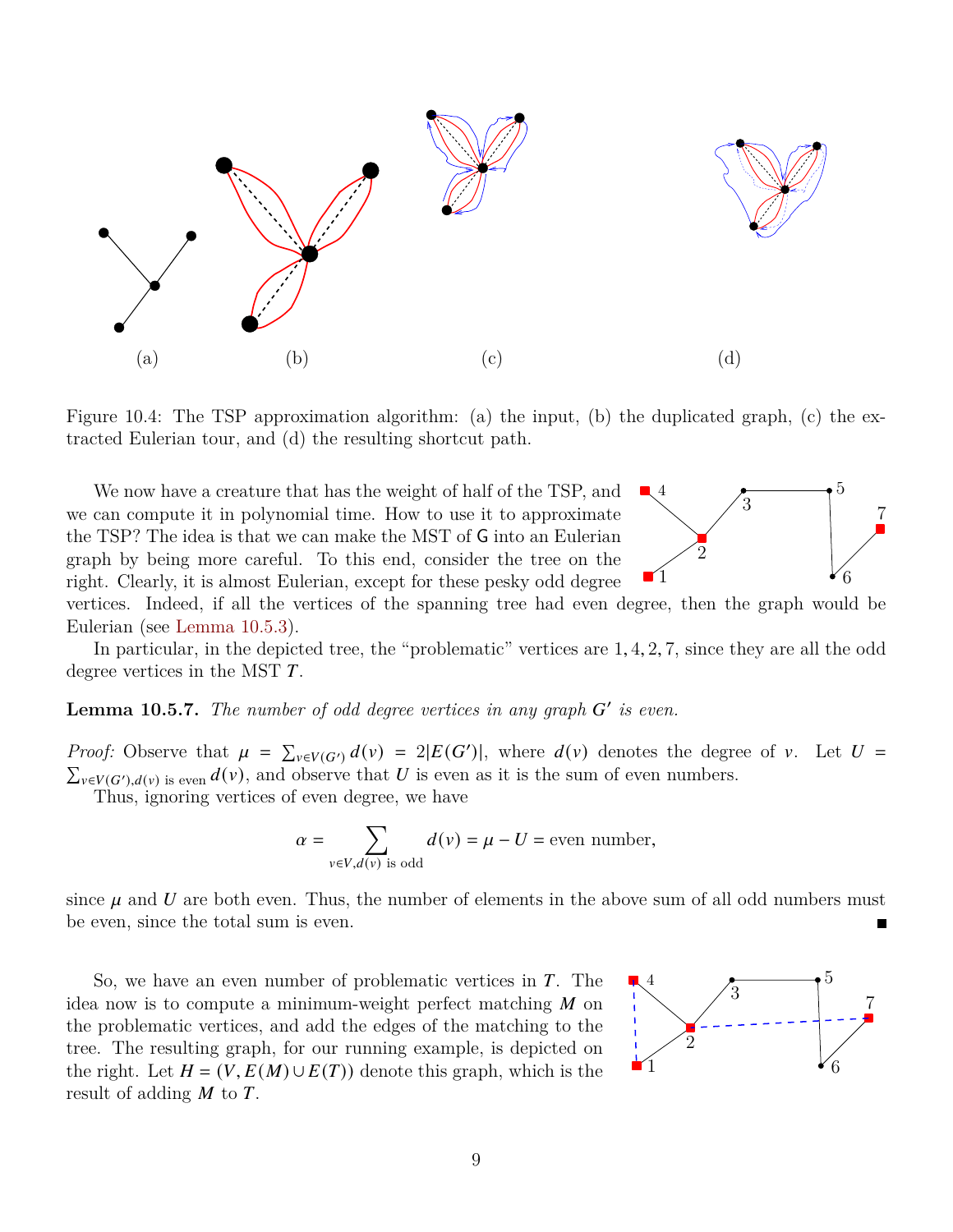Figure 10.4: The TSP approximation algorithm: (a) the input, (b) the duplicated graph, (c) the extracted Eulerian tour, and (d) the resulting shortcut path.

We now have a creature that has the weight of half of the TSP, and we can compute it in polynomial time. How to use it to approximate the TSP? The idea is that we can make the MST of $\mathsf{G}$ into an Eulerian graph by being more careful. To this end, consider the tree on the right. Clearly, it is almost Eulerian, except for these pesky odd degree vertices. Indeed, if all the vertices of the spanning tree had even degree, then the graph would be Eulerian (see Lemma 10.5.3).

In particular, in the depicted tree, the "problematic" vertices are $1, 4, 2, 7$, since they are all the odd degree vertices in the MST $T$.

**Lemma 10.5.7.** *The number of odd degree vertices in any graph $G'$ is even.*

*Proof:* Observe that $\mu = \sum_{v \in V(G')} d(v) = 2|E(G')|$, where $d(v)$ denotes the degree of $v$. Let $U = \sum_{v \in V(G'), d(v) \text{ is even}} d(v)$, and observe that $U$ is even as it is the sum of even numbers.

Thus, ignoring vertices of even degree, we have

$$\alpha = \sum_{v \in V, d(v) \text{ is odd}} d(v) = \mu - U = \text{even number},$$

since $\mu$ and $U$ are both even. Thus, the number of elements in the above sum of all odd numbers must be even, since the total sum is even. ■

So, we have an even number of problematic vertices in $T$. The idea now is to compute a minimum-weight perfect matching $M$ on the problematic vertices, and add the edges of the matching to the tree. The resulting graph, for our running example, is depicted on the right. Let $H = (V, E(M) \cup E(T))$ denote this graph, which is the result of adding $M$ to $T$.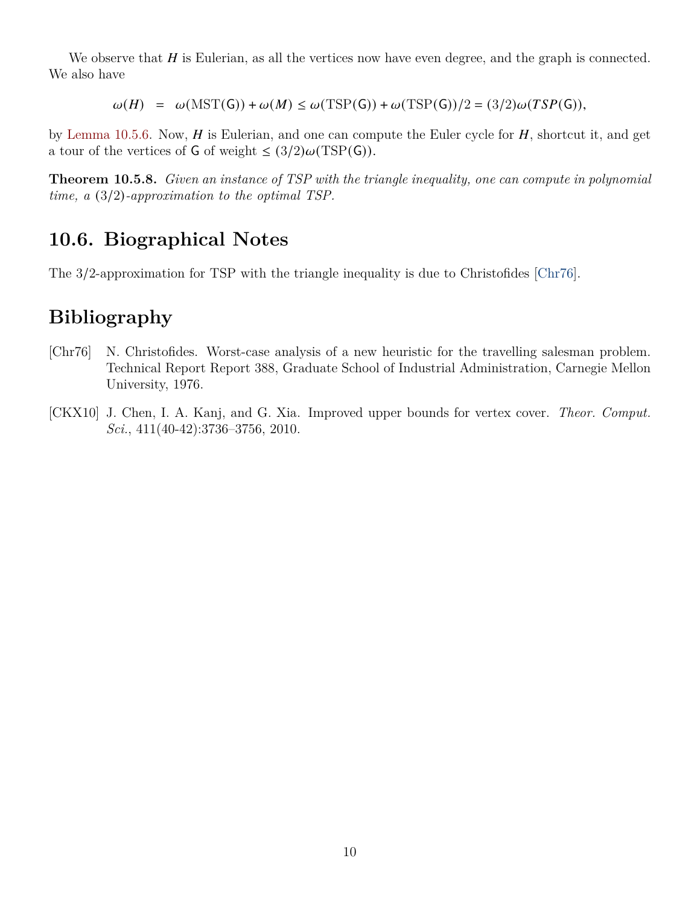We observe that $H$ is Eulerian, as all the vertices now have even degree, and the graph is connected. We also have

$$\omega(H) \;=\; \omega(\mathrm{MST}(\mathsf{G})) + \omega(M) \le \omega(\mathrm{TSP}(\mathsf{G})) + \omega(\mathrm{TSP}(\mathsf{G}))/2 = (3/2)\omega(TSP(\mathsf{G})),$$

by Lemma 10.5.6. Now, $H$ is Eulerian, and one can compute the Euler cycle for $H$, shortcut it, and get a tour of the vertices of $\mathsf{G}$ of weight $\le (3/2)\omega(\mathrm{TSP}(\mathsf{G}))$.

**Theorem 10.5.8.** *Given an instance of TSP with the triangle inequality, one can compute in polynomial time, a* $(3/2)$*-approximation to the optimal TSP.*

## 10.6. Biographical Notes

The 3/2-approximation for TSP with the triangle inequality is due to Christofides [Chr76].

## Bibliography

[Chr76] N. Christofides. Worst-case analysis of a new heuristic for the travelling salesman problem. Technical Report Report 388, Graduate School of Industrial Administration, Carnegie Mellon University, 1976.

[CKX10] J. Chen, I. A. Kanj, and G. Xia. Improved upper bounds for vertex cover. *Theor. Comput. Sci.*, 411(40-42):3736–3756, 2010.